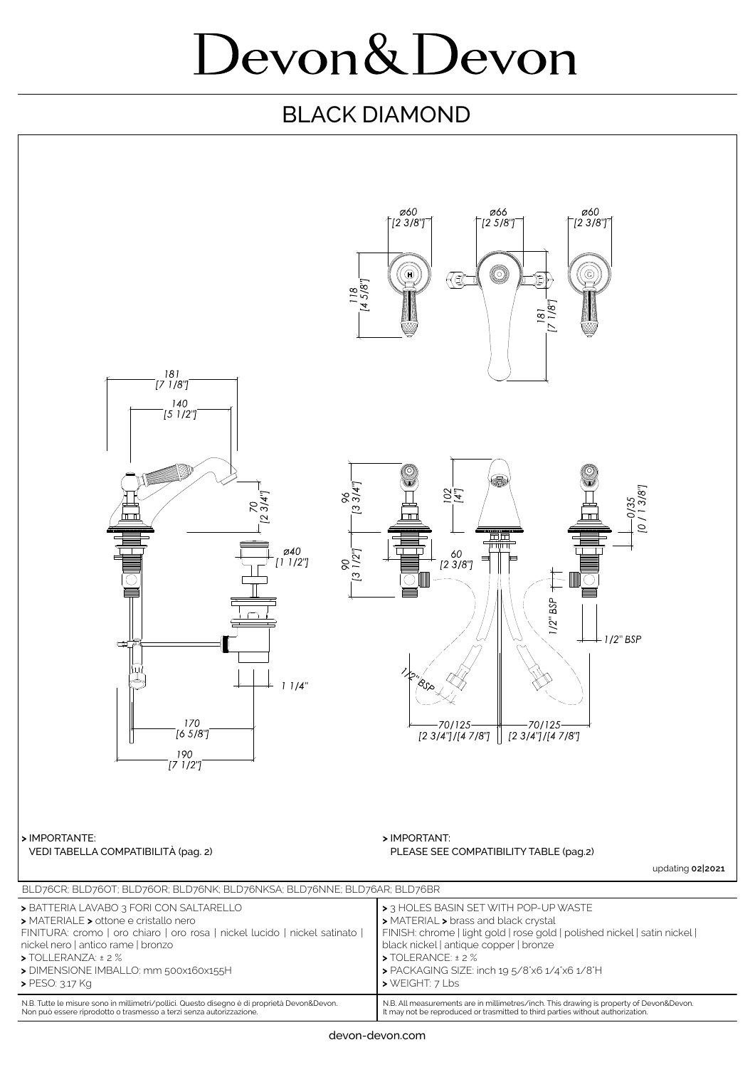# Devon&Devon

## BLACK DIAMOND

ø60 [2 3/8"] ø66 [2 5/8"] ø60 [2 3/8"]

118 [4 5/8"] 181 [7 1/8"]

181 [7 1/8"] 140 [5 1/2"] 70 [2 3/4"] ø40 [1 1/2"] 1 1/4" 170 [6 5/8"] 190 [7 1/2"]

96 [3 3/4"] 90 [3 1/2"] 102 [4"] 60 [2 3/8"] 0/35 [0 / 1 3/8"] 1/2" BSP 1/2" BSP 1/2" BSP 70/125 [2 3/4"]/[4 7/8"] 70/125 [2 3/4"]/[4 7/8"]

**> IMPORTANTE:**
VEDI TABELLA COMPATIBILITÀ (pag. 2)

**> IMPORTANT:**
PLEASE SEE COMPATIBILITY TABLE (pag.2)

updating **02|2021**

BLD76CR; BLD76OT; BLD76OR; BLD76NK; BLD76NKSA; BLD76NNE; BLD76AR; BLD76BR

| | |
|---|---|
| > BATTERIA LAVABO 3 FORI CON SALTARELLO<br>> MATERIALE > ottone e cristallo nero<br>FINITURA: cromo \| oro chiaro \| oro rosa \| nickel lucido \| nickel satinato \| nickel nero \| antico rame \| bronzo<br>> TOLLERANZA: ± 2 %<br>> DIMENSIONE IMBALLO: mm 500x160x155H<br>> PESO: 3.17 Kg | > 3 HOLES BASIN SET WITH POP-UP WASTE<br>> MATERIAL > brass and black crystal<br>FINISH: chrome \| light gold \| rose gold \| polished nickel \| satin nickel \| black nickel \| antique copper \| bronze<br>> TOLERANCE: ± 2 %<br>> PACKAGING SIZE: inch 19 5/8"x6 1/4"x6 1/8"H<br>> WEIGHT: 7 Lbs |
| N.B. Tutte le misure sono in millimetri/pollici. Questo disegno è di proprietà Devon&Devon. Non può essere riprodotto o trasmesso a terzi senza autorizzazione. | N.B. All measurements are in millimetres/inch. This drawing is property of Devon&Devon. It may not be reproduced or trasmitted to third parties without authorization. |

devon-devon.com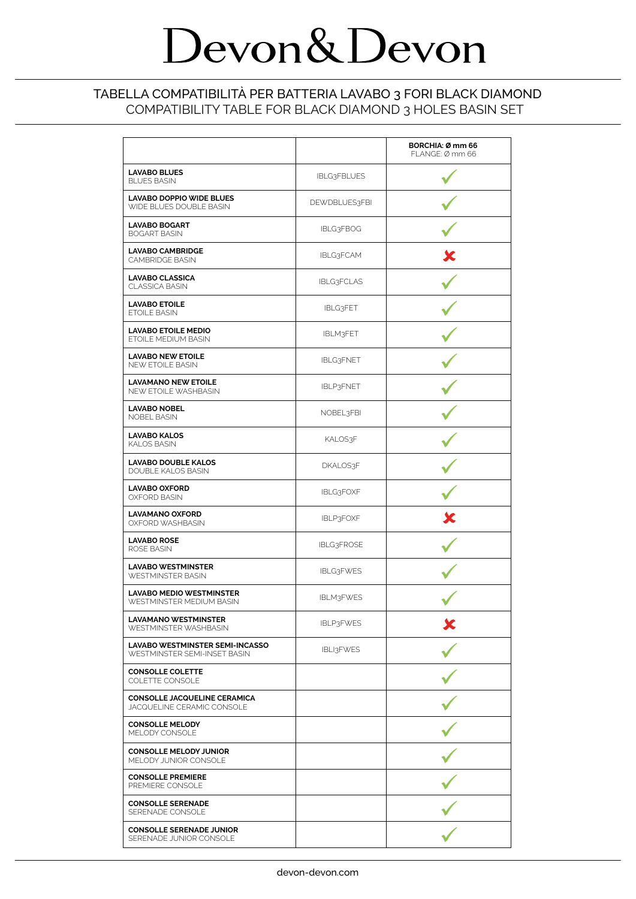# Devon&Devon

## TABELLA COMPATIBILITÀ PER BATTERIA LAVABO 3 FORI BLACK DIAMOND
COMPATIBILITY TABLE FOR BLACK DIAMOND 3 HOLES BASIN SET

| | | **BORCHIA: Ø mm 66** FLANGE: Ø mm 66 |
|---|---|---|
| **LAVABO BLUES** BLUES BASIN | IBLG3FBLUES | ✓ |
| **LAVABO DOPPIO WIDE BLUES** WIDE BLUES DOUBLE BASIN | DEWDBLUES3FBI | ✓ |
| **LAVABO BOGART** BOGART BASIN | IBLG3FBOG | ✓ |
| **LAVABO CAMBRIDGE** CAMBRIDGE BASIN | IBLG3FCAM | ✗ |
| **LAVABO CLASSICA** CLASSICA BASIN | IBLG3FCLAS | ✓ |
| **LAVABO ETOILE** ETOILE BASIN | IBLG3FET | ✓ |
| **LAVABO ETOILE MEDIO** ETOILE MEDIUM BASIN | IBLM3FET | ✓ |
| **LAVABO NEW ETOILE** NEW ETOILE BASIN | IBLG3FNET | ✓ |
| **LAVAMANO NEW ETOILE** NEW ETOILE WASHBASIN | IBLP3FNET | ✓ |
| **LAVABO NOBEL** NOBEL BASIN | NOBEL3FBI | ✓ |
| **LAVABO KALOS** KALOS BASIN | KALOS3F | ✓ |
| **LAVABO DOUBLE KALOS** DOUBLE KALOS BASIN | DKALOS3F | ✓ |
| **LAVABO OXFORD** OXFORD BASIN | IBLG3FOXF | ✓ |
| **LAVAMANO OXFORD** OXFORD WASHBASIN | IBLP3FOXF | ✗ |
| **LAVABO ROSE** ROSE BASIN | IBLG3FROSE | ✓ |
| **LAVABO WESTMINSTER** WESTMINSTER BASIN | IBLG3FWES | ✓ |
| **LAVABO MEDIO WESTMINSTER** WESTMINSTER MEDIUM BASIN | IBLM3FWES | ✓ |
| **LAVAMANO WESTMINSTER** WESTMINSTER WASHBASIN | IBLP3FWES | ✗ |
| **LAVABO WESTMINSTER SEMI-INCASSO** WESTMINSTER SEMI-INSET BASIN | IBLI3FWES | ✓ |
| **CONSOLLE COLETTE** COLETTE CONSOLE | | ✓ |
| **CONSOLLE JACQUELINE CERAMICA** JACQUELINE CERAMIC CONSOLE | | ✓ |
| **CONSOLLE MELODY** MELODY CONSOLE | | ✓ |
| **CONSOLLE MELODY JUNIOR** MELODY JUNIOR CONSOLE | | ✓ |
| **CONSOLLE PREMIERE** PREMIERE CONSOLE | | ✓ |
| **CONSOLLE SERENADE** SERENADE CONSOLE | | ✓ |
| **CONSOLLE SERENADE JUNIOR** SERENADE JUNIOR CONSOLE | | ✓ |

devon-devon.com